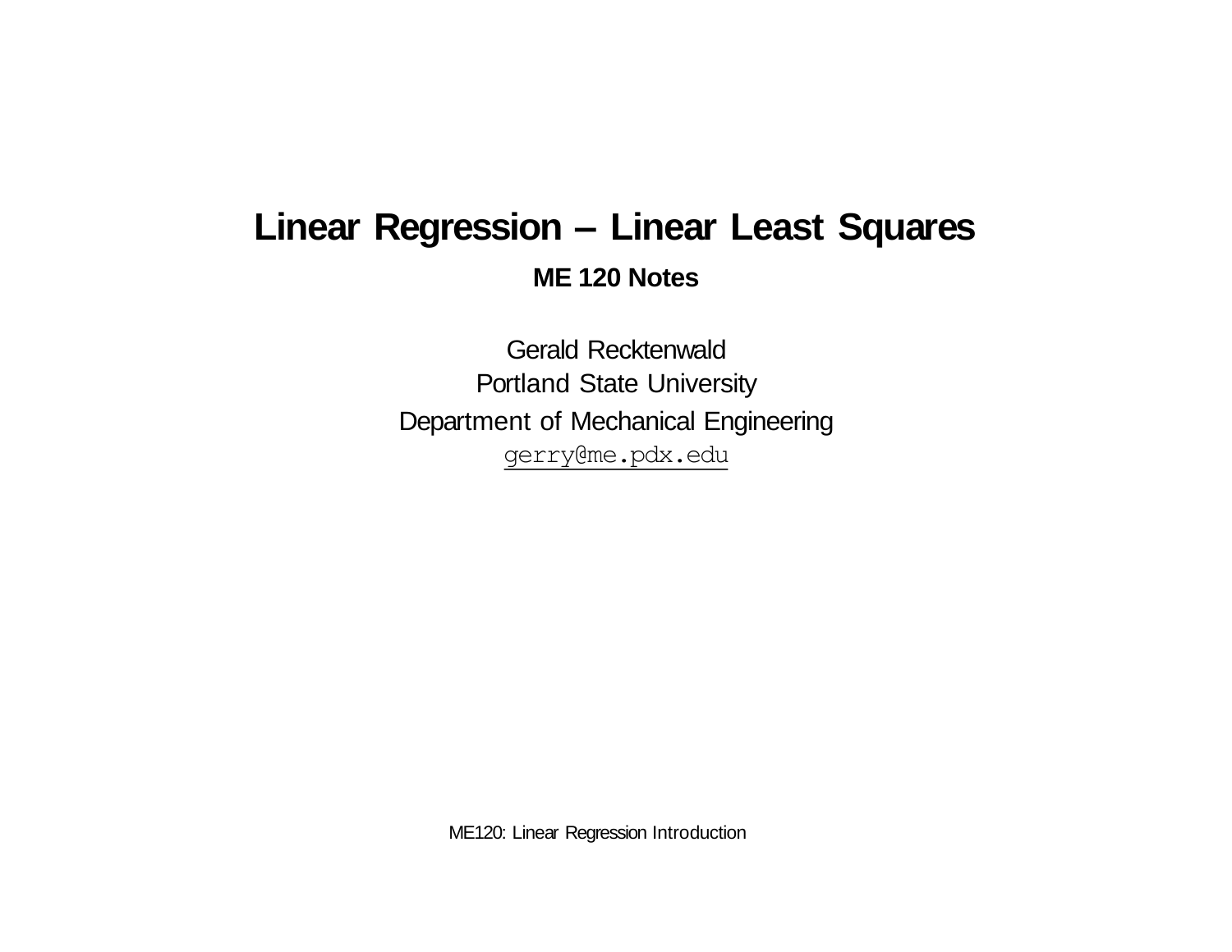# Linear Regression – Linear Least Squares

## ME 120 Notes

Gerald Recktenwald
Portland State University
Department of Mechanical Engineering
gerry@me.pdx.edu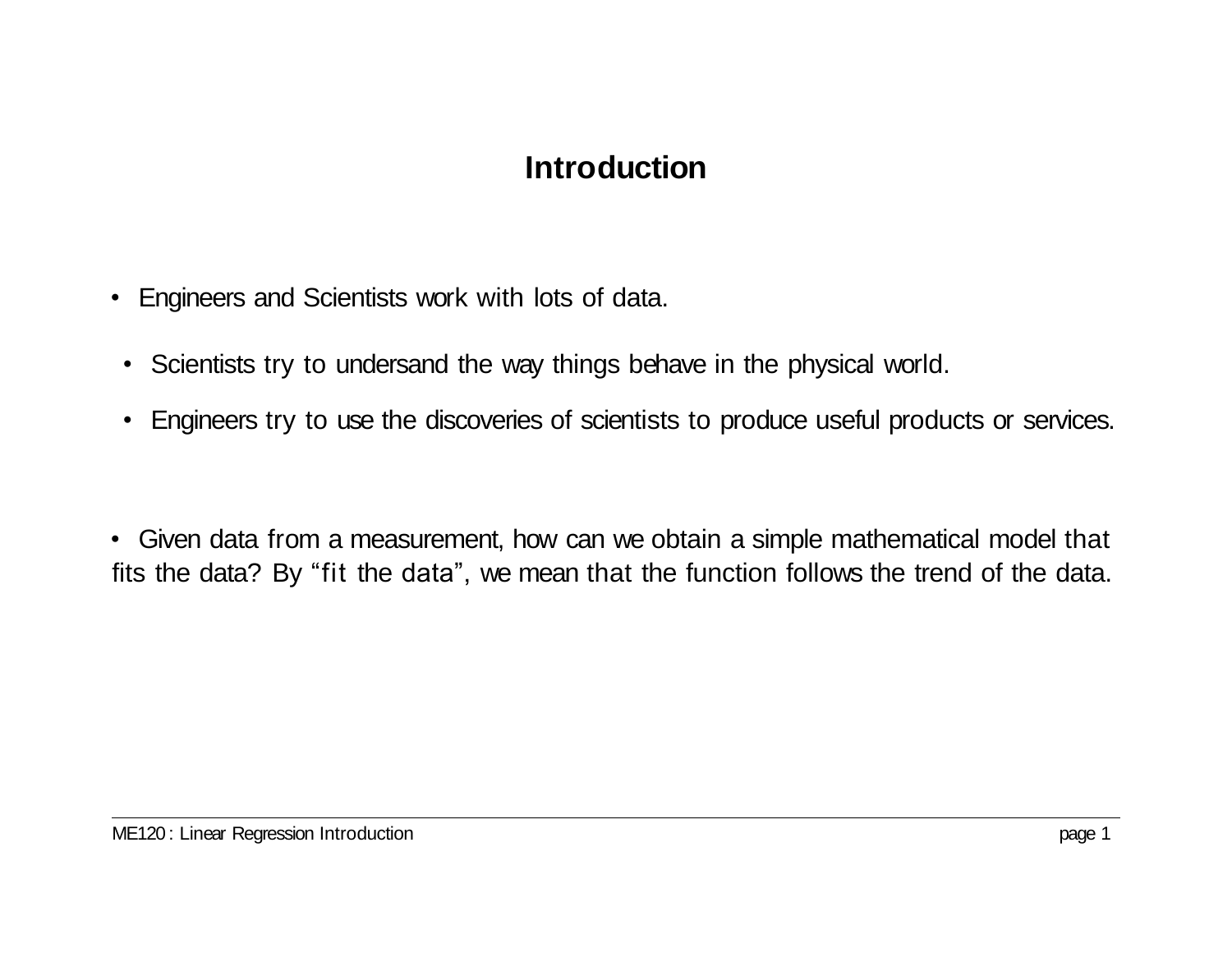# Introduction

- Engineers and Scientists work with lots of data.
  - Scientists try to undersand the way things behave in the physical world.
  - Engineers try to use the discoveries of scientists to produce useful products or services.

- Given data from a measurement, how can we obtain a simple mathematical model that fits the data? By "fit the data", we mean that the function follows the trend of the data.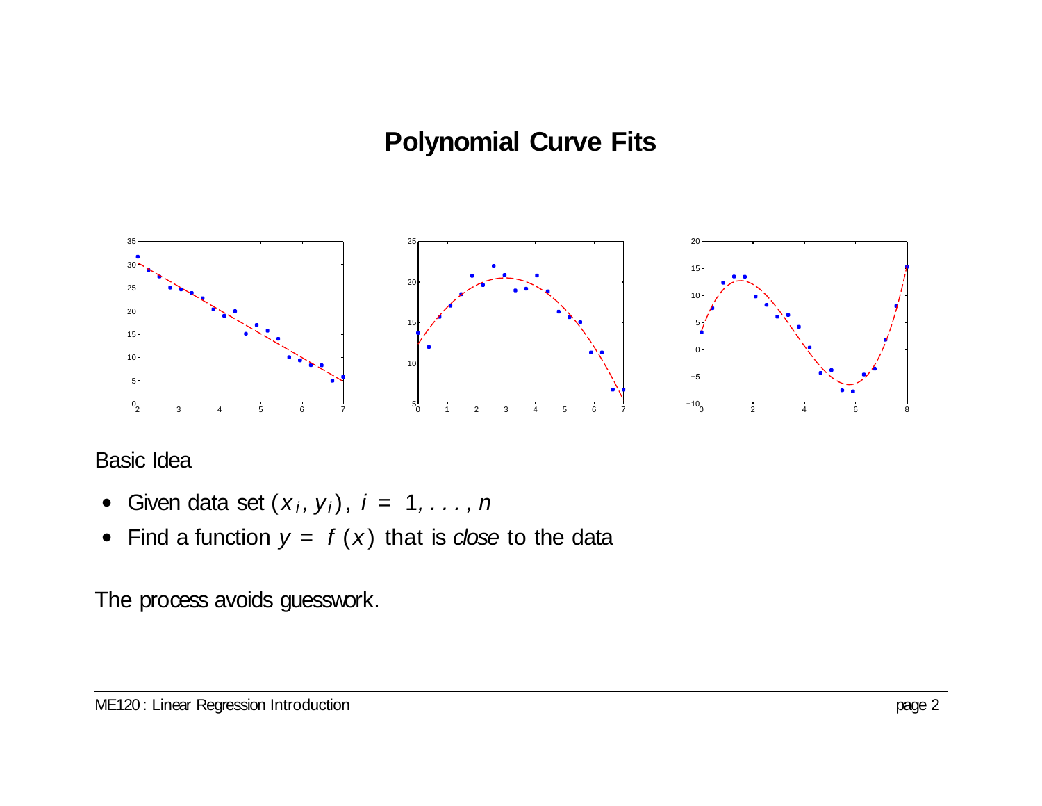# Polynomial Curve Fits

Basic Idea

- Given data set $(x_i, y_i)$, $i = 1, \ldots, n$
- Find a function $y = f(x)$ that is *close* to the data

The process avoids guesswork.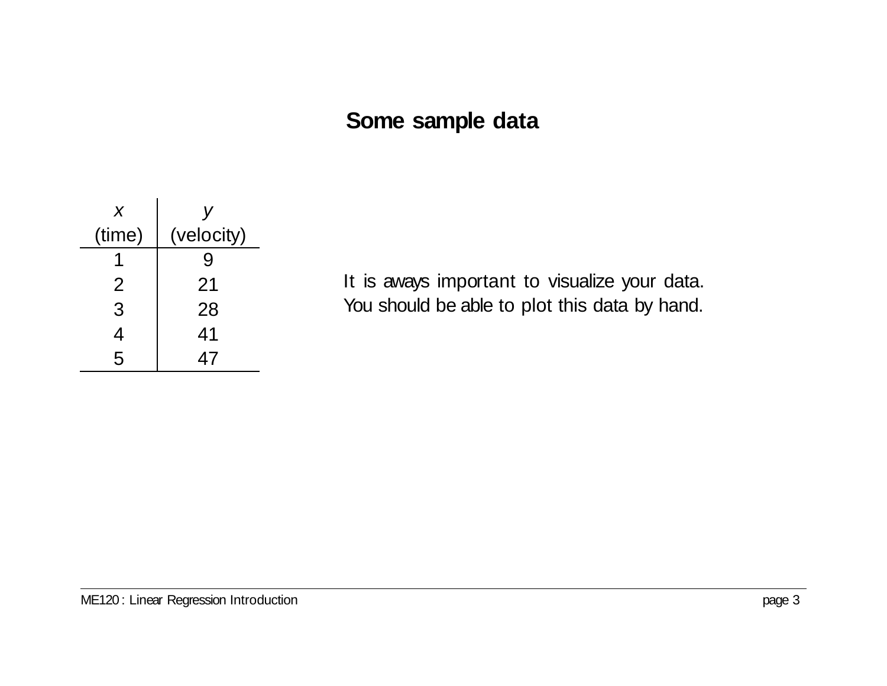## Some sample data

| $x$ (time) | $y$ (velocity) |
|---|---|
| 1 | 9 |
| 2 | 21 |
| 3 | 28 |
| 4 | 41 |
| 5 | 47 |

It is aways important to visualize your data. You should be able to plot this data by hand.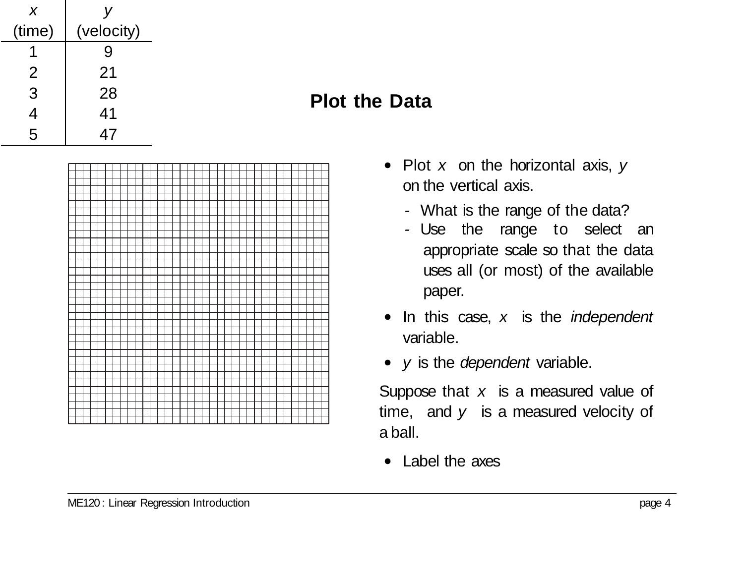| $x$ (time) | $y$ (velocity) |
|---|---|
| 1 | 9 |
| 2 | 21 |
| 3 | 28 |
| 4 | 41 |
| 5 | 47 |

## Plot the Data

- Plot $x$ on the horizontal axis, $y$ on the vertical axis.
  - What is the range of the data?
  - Use the range to select an appropriate scale so that the data uses all (or most) of the available paper.
- In this case, $x$ is the *independent* variable.
- $y$ is the *dependent* variable.

Suppose that $x$ is a measured value of time, and $y$ is a measured velocity of a ball.

- Label the axes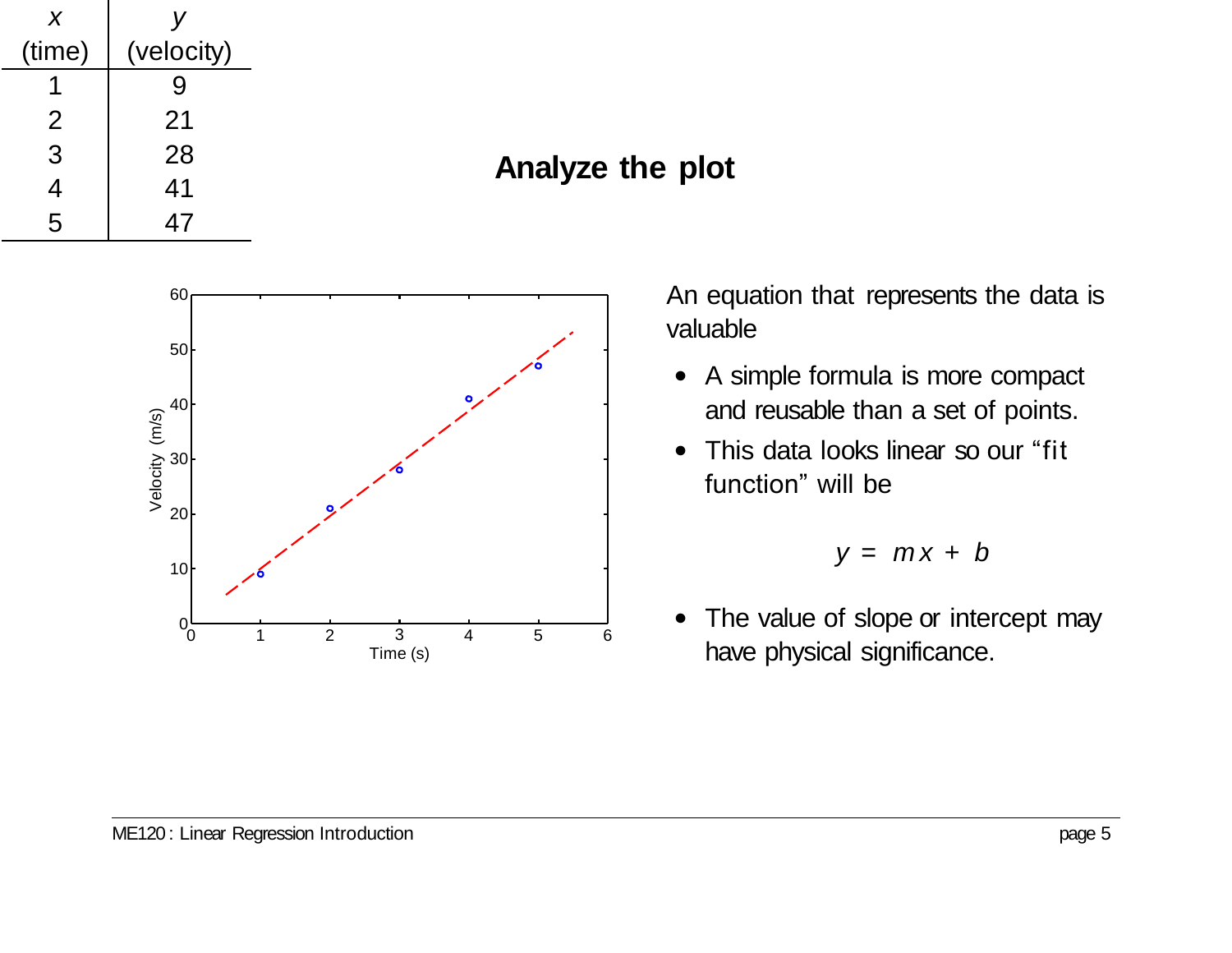| $x$ (time) | $y$ (velocity) |
|---|---|
| 1 | 9 |
| 2 | 21 |
| 3 | 28 |
| 4 | 41 |
| 5 | 47 |

## Analyze the plot

An equation that represents the data is valuable

- A simple formula is more compact and reusable than a set of points.
- This data looks linear so our "fit function" will be

$$y = mx + b$$

- The value of slope or intercept may have physical significance.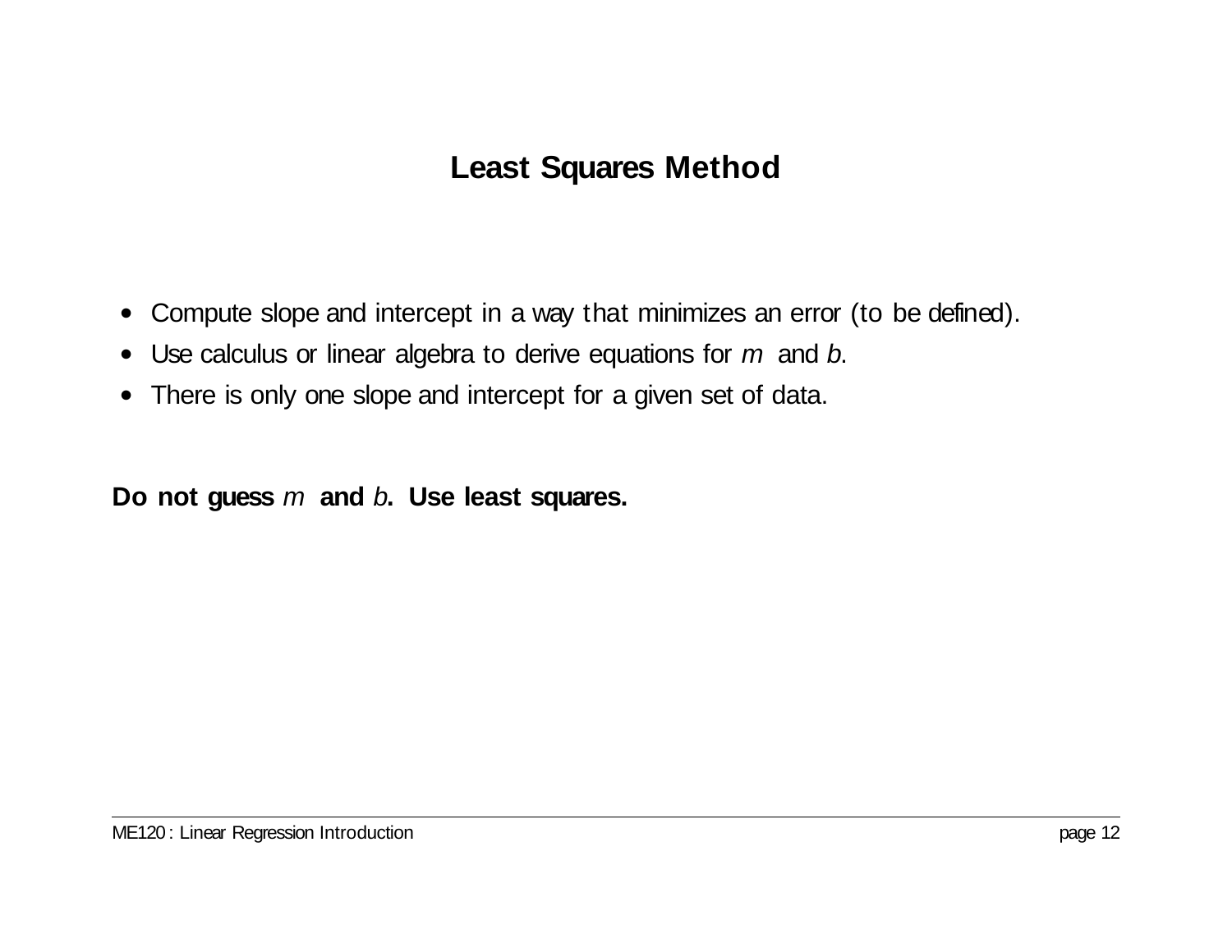# Least Squares Method

- Compute slope and intercept in a way that minimizes an error (to be defined).
- Use calculus or linear algebra to derive equations for $m$ and $b$.
- There is only one slope and intercept for a given set of data.

**Do not guess $m$ and $b$. Use least squares.**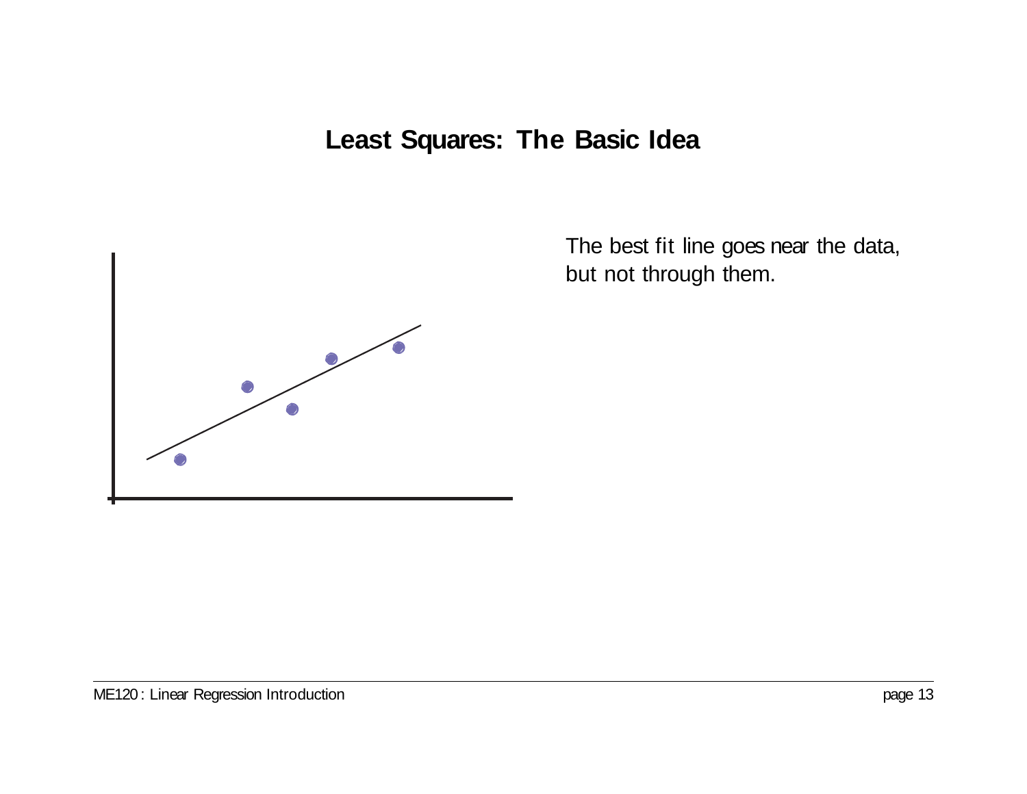# Least Squares: The Basic Idea

The best fit line goes near the data, but not through them.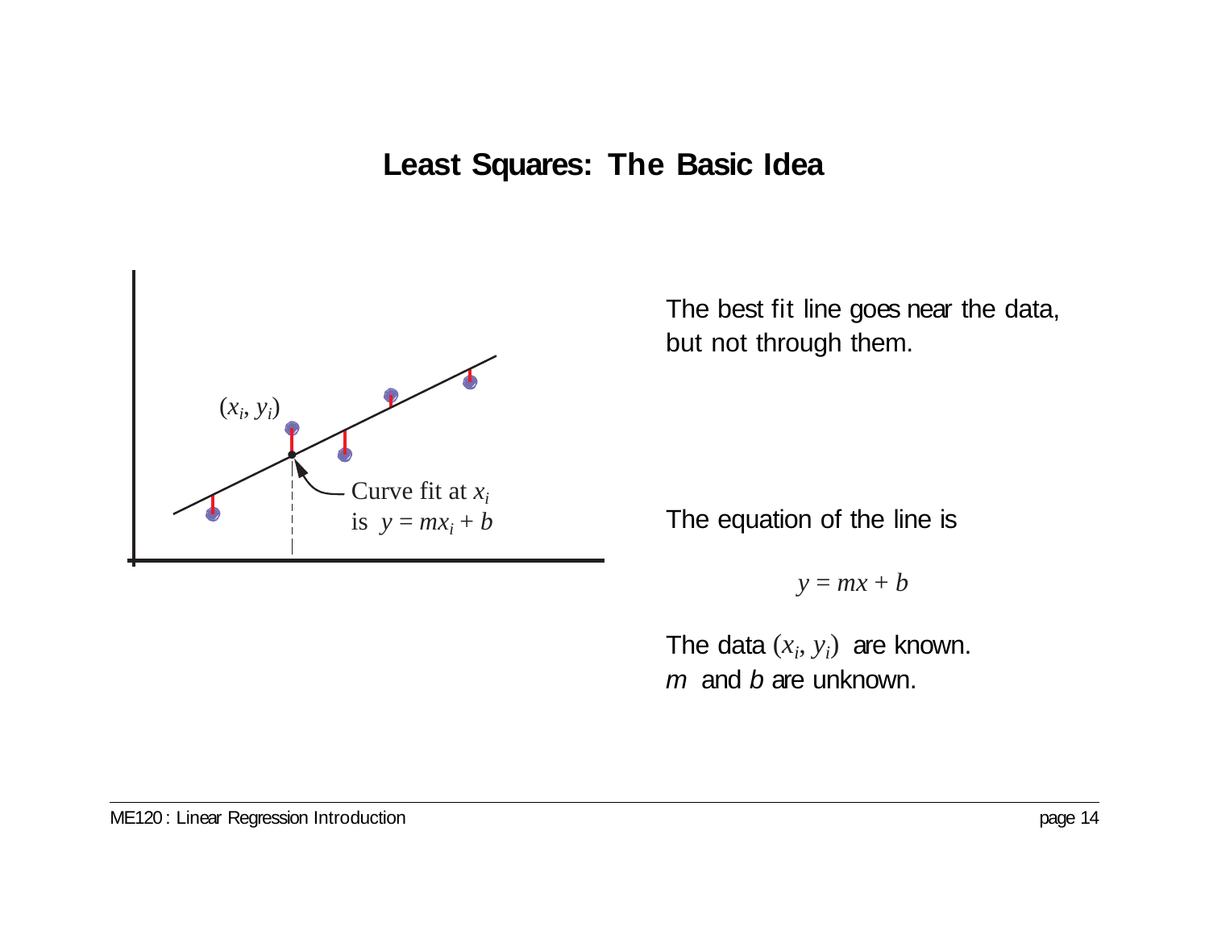# Least Squares: The Basic Idea

$(x_i, y_i)$

Curve fit at $x_i$ is $y = mx_i + b$

The best fit line goes near the data, but not through them.

The equation of the line is

$$y = mx + b$$

The data $(x_i, y_i)$ are known. $m$ and $b$ are unknown.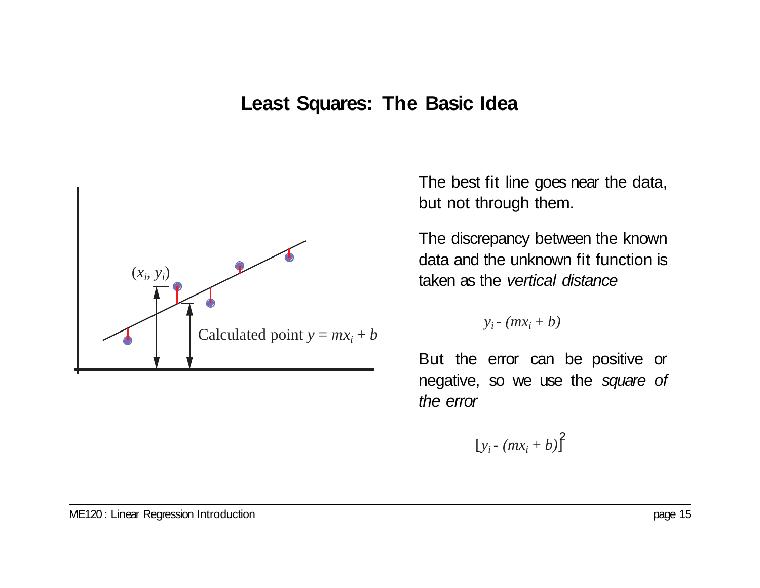# Least Squares: The Basic Idea

$(x_i, y_i)$

Calculated point $y = mx_i + b$

The best fit line goes near the data, but not through them.

The discrepancy between the known data and the unknown fit function is taken as the *vertical distance*

$$y_i - (mx_i + b)$$

But the error can be positive or negative, so we use the *square of the error*

$$[y_i - (mx_i + b)]^2$$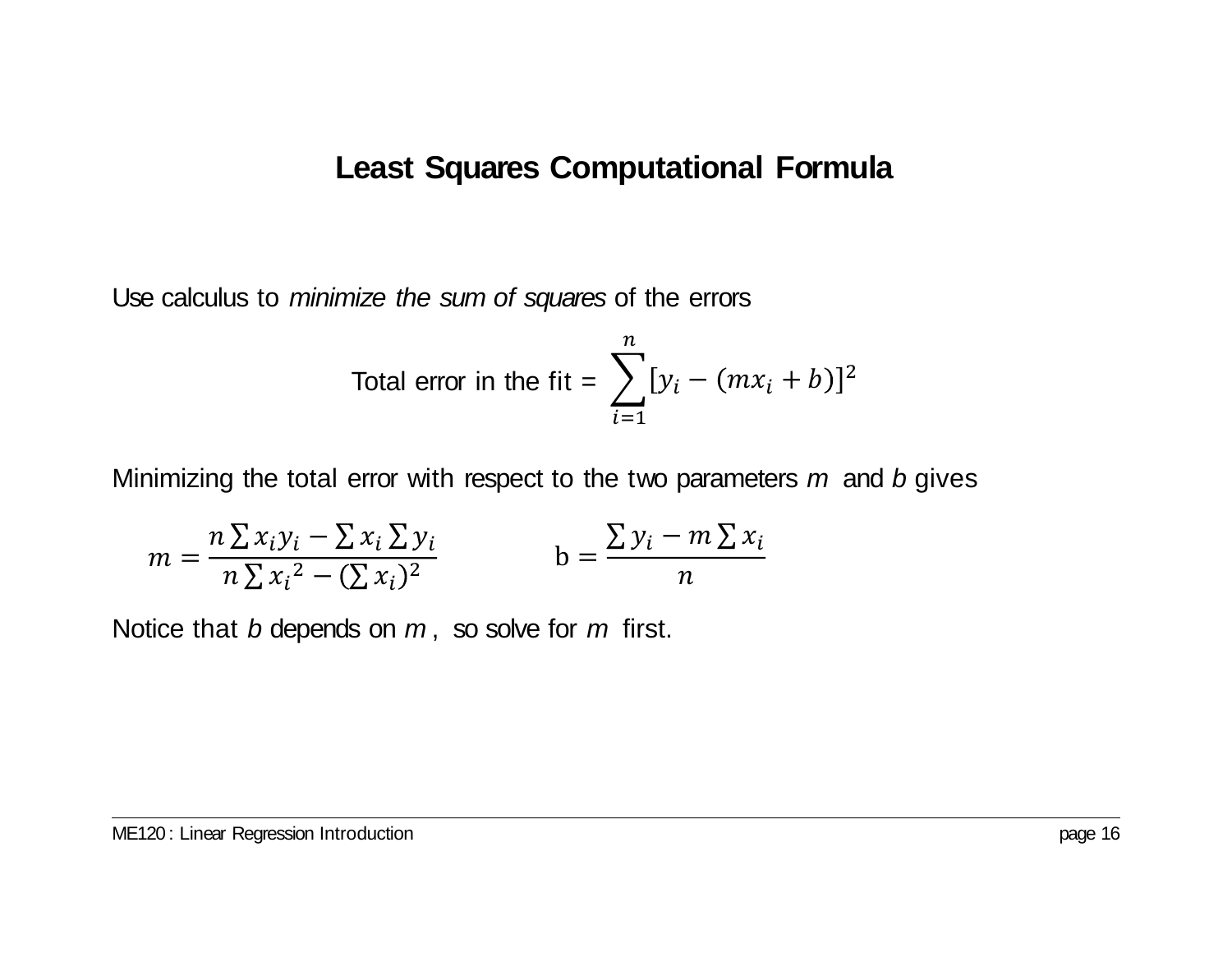# Least Squares Computational Formula

Use calculus to *minimize the sum of squares* of the errors

$$\text{Total error in the fit} = \sum_{i=1}^{n} [y_i - (mx_i + b)]^2$$

Minimizing the total error with respect to the two parameters *m* and *b* gives

$$m = \frac{n\sum x_i y_i - \sum x_i \sum y_i}{n\sum {x_i}^2 - (\sum x_i)^2} \qquad \mathrm{b} = \frac{\sum y_i - m\sum x_i}{n}$$

Notice that *b* depends on *m* , so solve for *m* first.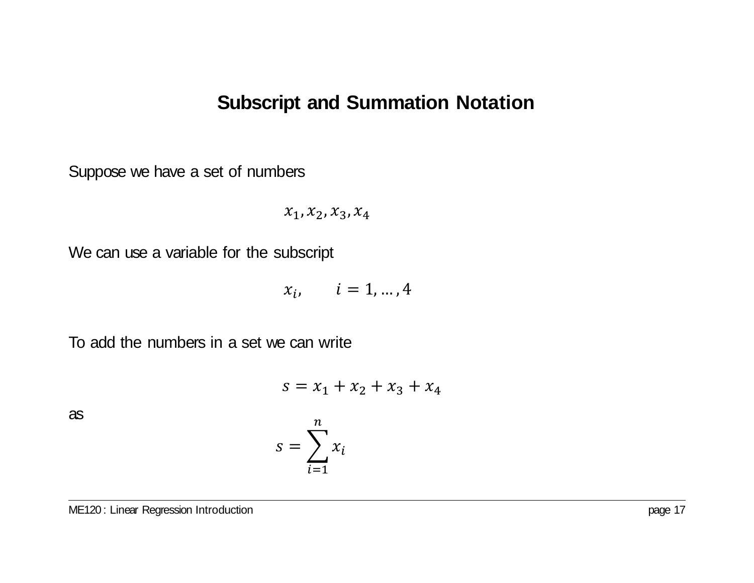# Subscript and Summation Notation

Suppose we have a set of numbers

$$x_1, x_2, x_3, x_4$$

We can use a variable for the subscript

$$x_i, \qquad i = 1, \ldots, 4$$

To add the numbers in a set we can write

$$s = x_1 + x_2 + x_3 + x_4$$

as

$$s = \sum_{i=1}^{n} x_i$$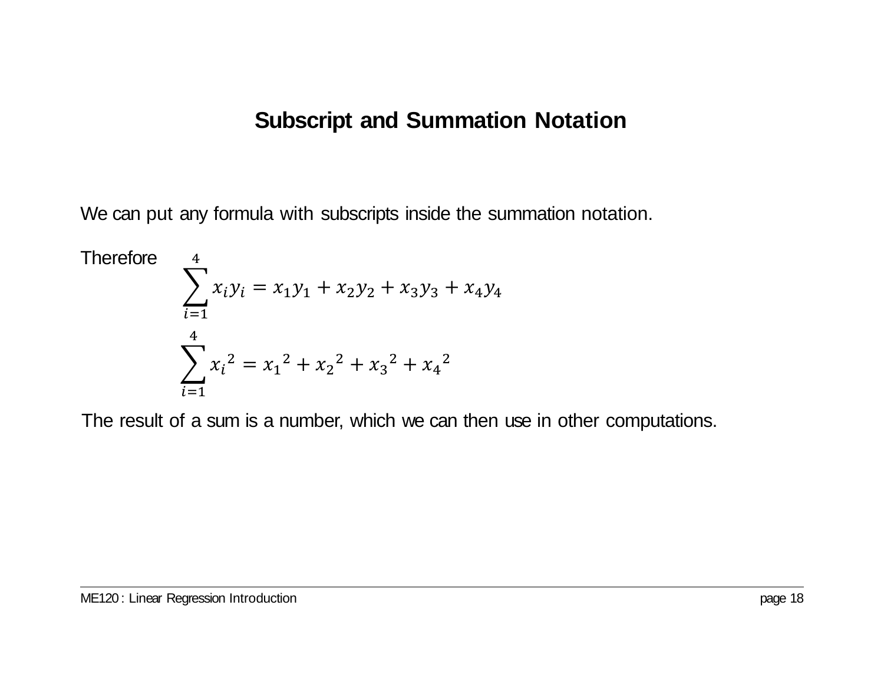# Subscript and Summation Notation

We can put any formula with subscripts inside the summation notation.

Therefore

$$\sum_{i=1}^{4} x_i y_i = x_1 y_1 + x_2 y_2 + x_3 y_3 + x_4 y_4$$

$$\sum_{i=1}^{4} {x_i}^2 = {x_1}^2 + {x_2}^2 + {x_3}^2 + {x_4}^2$$

The result of a sum is a number, which we can then use in other computations.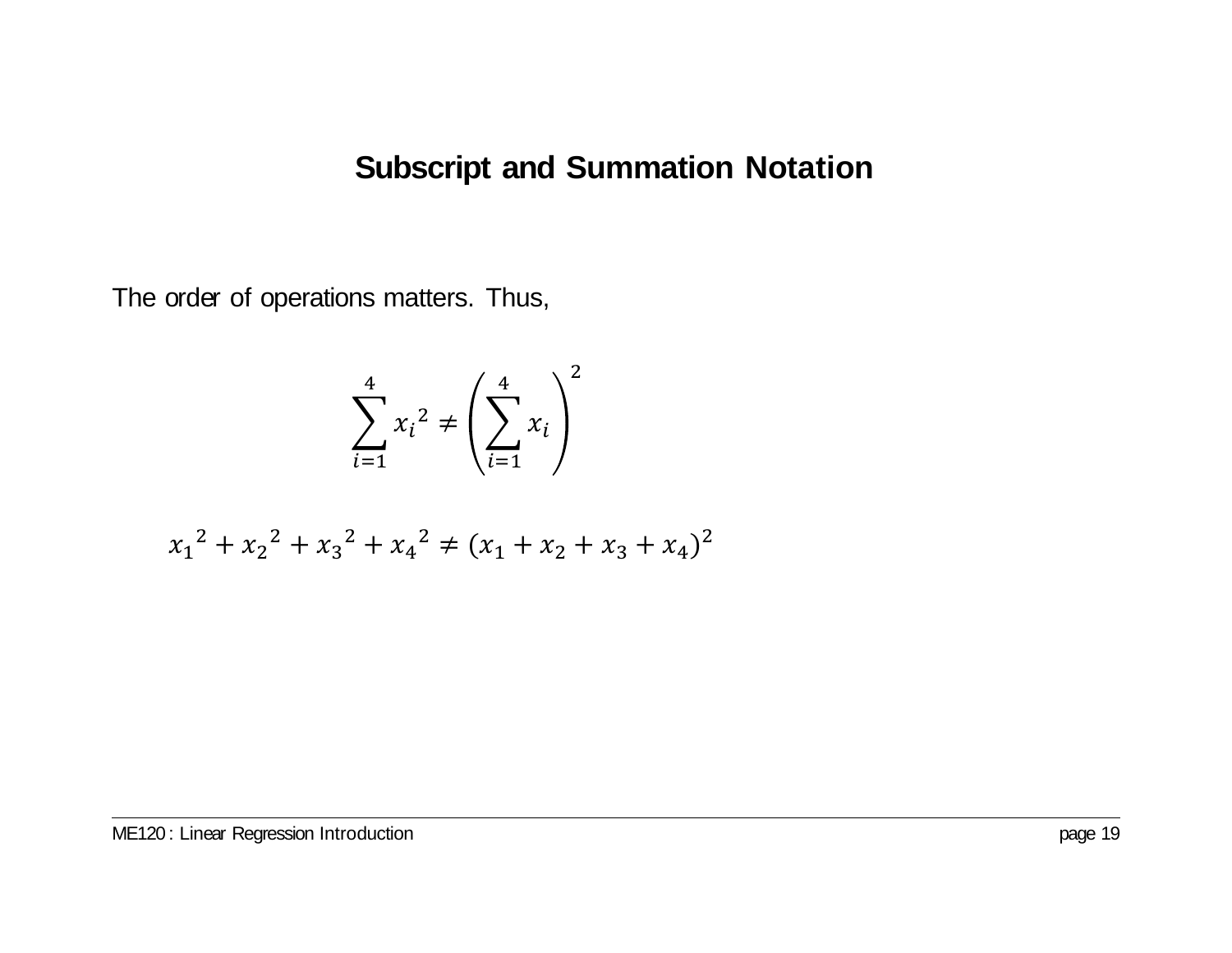# Subscript and Summation Notation

The order of operations matters. Thus,

$$\sum_{i=1}^{4} {x_i}^2 \neq \left( \sum_{i=1}^{4} x_i \right)^2$$

$${x_1}^2 + {x_2}^2 + {x_3}^2 + {x_4}^2 \neq (x_1 + x_2 + x_3 + x_4)^2$$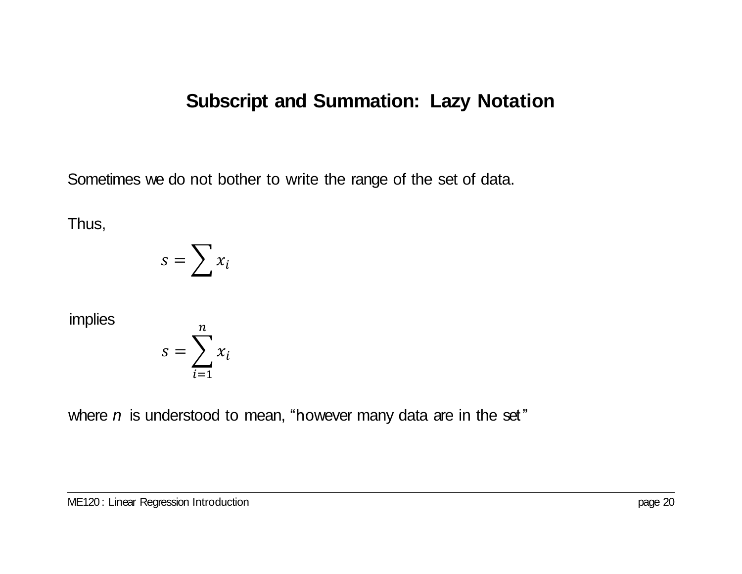## Subscript and Summation: Lazy Notation

Sometimes we do not bother to write the range of the set of data.

Thus,

$$s = \sum x_i$$

implies

$$s = \sum_{i=1}^{n} x_i$$

where $n$ is understood to mean, “however many data are in the set”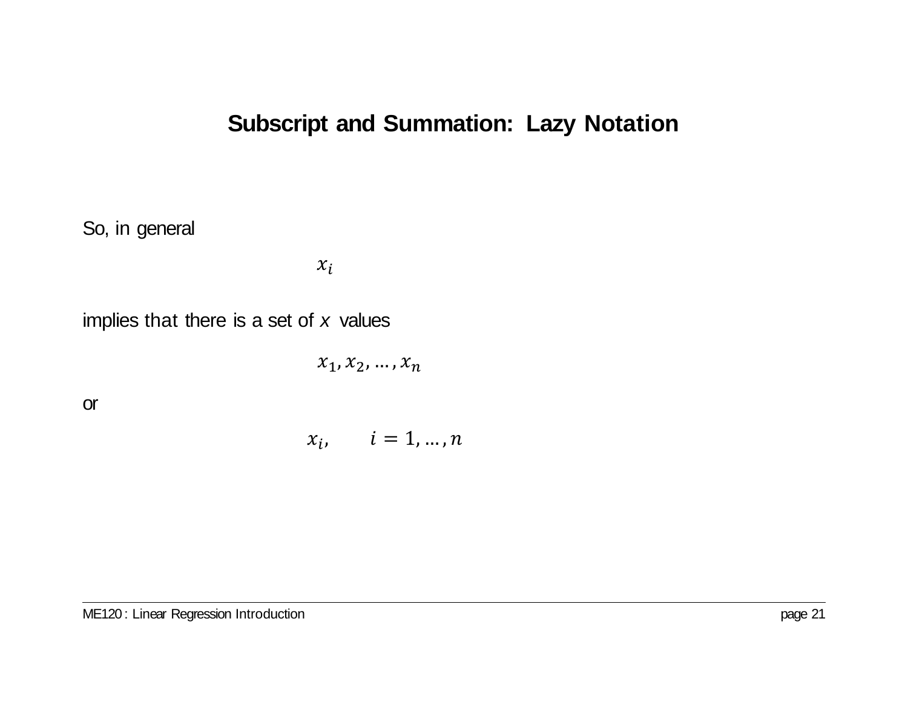# Subscript and Summation: Lazy Notation

So, in general

$$x_i$$

implies that there is a set of $x$ values

$$x_1, x_2, \ldots, x_n$$

or

$$x_i, \qquad i = 1, \ldots, n$$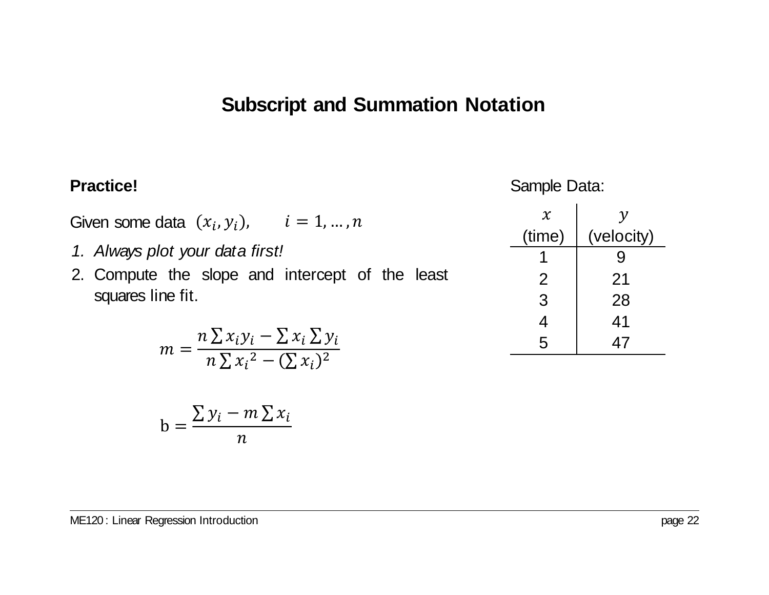# Subscript and Summation Notation

**Practice!**

Given some data $(x_i, y_i)$, $\quad i = 1, \ldots, n$

1. *Always plot your data first!*
2. Compute the slope and intercept of the least squares line fit.

$$m = \frac{n \sum x_i y_i - \sum x_i \sum y_i}{n \sum {x_i}^2 - (\sum x_i)^2}$$

$$\mathrm{b} = \frac{\sum y_i - m \sum x_i}{n}$$

Sample Data:

| $x$ (time) | $y$ (velocity) |
|---|---|
| 1 | 9 |
| 2 | 21 |
| 3 | 28 |
| 4 | 41 |
| 5 | 47 |